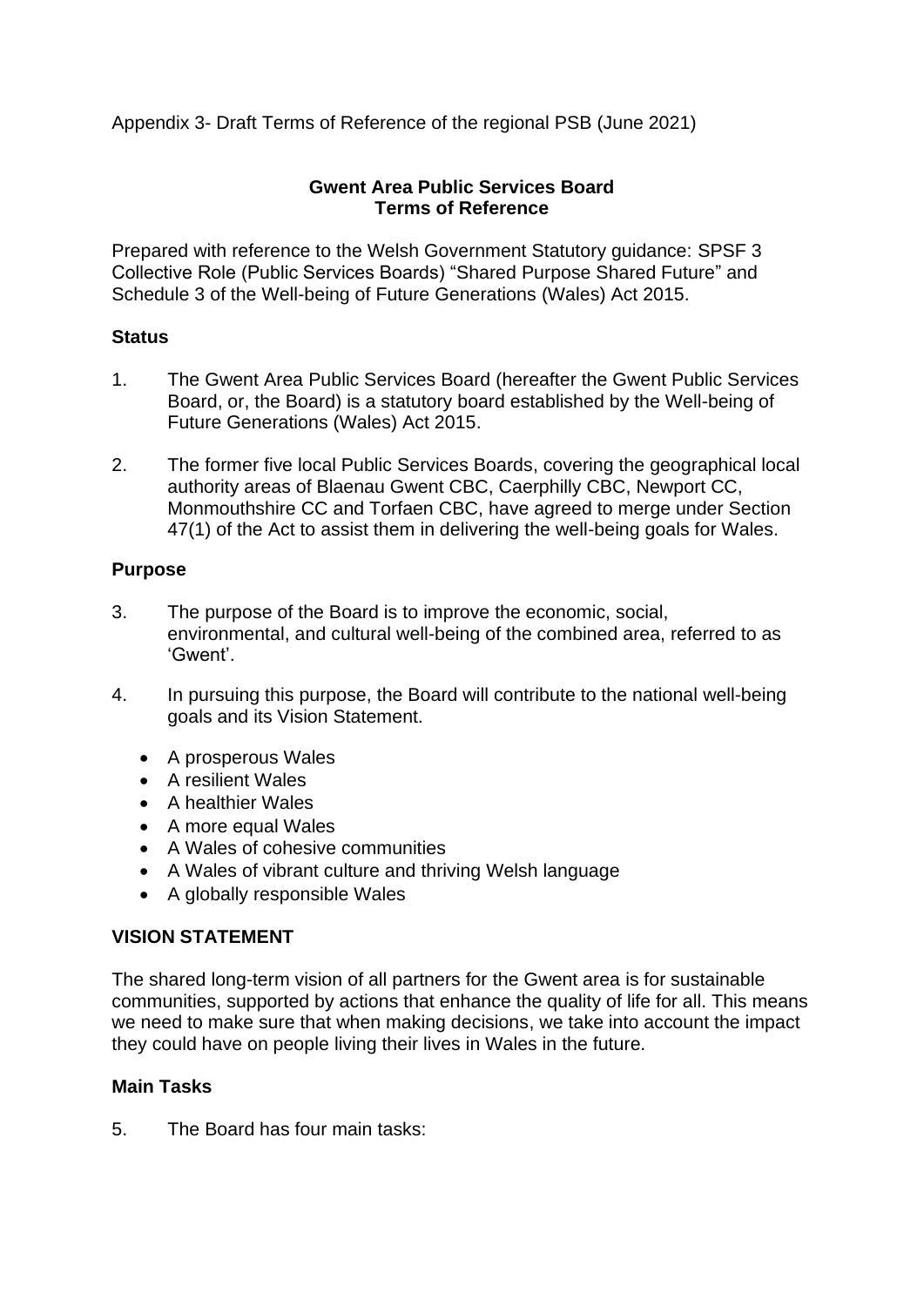Appendix 3- Draft Terms of Reference of the regional PSB (June 2021)

## Gwent Area Public Services Board
## Terms of Reference

Prepared with reference to the Welsh Government Statutory guidance: SPSF 3 Collective Role (Public Services Boards) "Shared Purpose Shared Future" and Schedule 3 of the Well-being of Future Generations (Wales) Act 2015.

### Status

1. The Gwent Area Public Services Board (hereafter the Gwent Public Services Board, or, the Board) is a statutory board established by the Well-being of Future Generations (Wales) Act 2015.

2. The former five local Public Services Boards, covering the geographical local authority areas of Blaenau Gwent CBC, Caerphilly CBC, Newport CC, Monmouthshire CC and Torfaen CBC, have agreed to merge under Section 47(1) of the Act to assist them in delivering the well-being goals for Wales.

### Purpose

3. The purpose of the Board is to improve the economic, social, environmental, and cultural well-being of the combined area, referred to as 'Gwent'.

4. In pursuing this purpose, the Board will contribute to the national well-being goals and its Vision Statement.

   - A prosperous Wales
   - A resilient Wales
   - A healthier Wales
   - A more equal Wales
   - A Wales of cohesive communities
   - A Wales of vibrant culture and thriving Welsh language
   - A globally responsible Wales

### VISION STATEMENT

The shared long-term vision of all partners for the Gwent area is for sustainable communities, supported by actions that enhance the quality of life for all. This means we need to make sure that when making decisions, we take into account the impact they could have on people living their lives in Wales in the future.

### Main Tasks

5. The Board has four main tasks: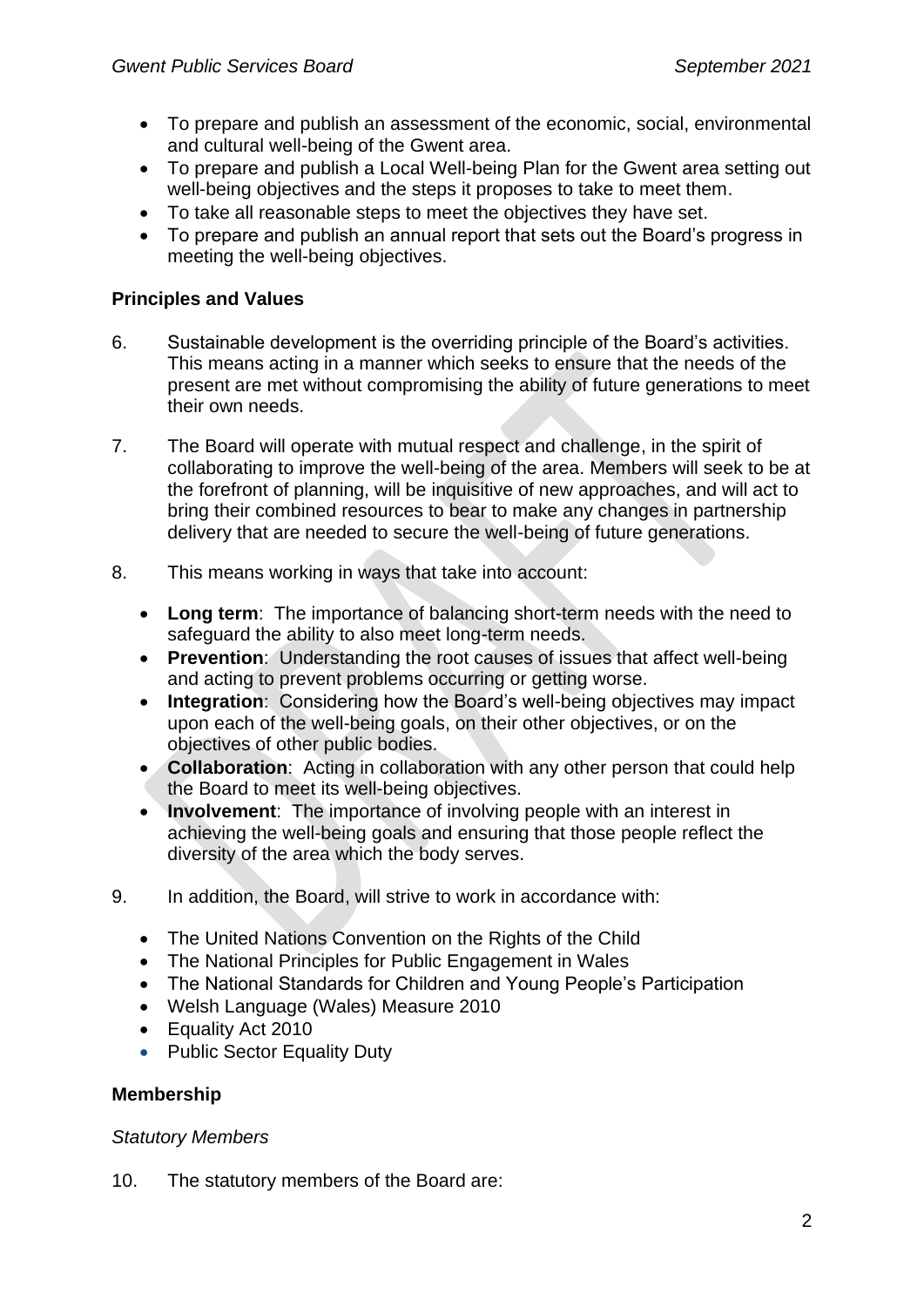- To prepare and publish an assessment of the economic, social, environmental and cultural well-being of the Gwent area.
- To prepare and publish a Local Well-being Plan for the Gwent area setting out well-being objectives and the steps it proposes to take to meet them.
- To take all reasonable steps to meet the objectives they have set.
- To prepare and publish an annual report that sets out the Board's progress in meeting the well-being objectives.

**Principles and Values**

6. Sustainable development is the overriding principle of the Board's activities. This means acting in a manner which seeks to ensure that the needs of the present are met without compromising the ability of future generations to meet their own needs.

7. The Board will operate with mutual respect and challenge, in the spirit of collaborating to improve the well-being of the area. Members will seek to be at the forefront of planning, will be inquisitive of new approaches, and will act to bring their combined resources to bear to make any changes in partnership delivery that are needed to secure the well-being of future generations.

8. This means working in ways that take into account:

   - **Long term**: The importance of balancing short-term needs with the need to safeguard the ability to also meet long-term needs.
   - **Prevention**: Understanding the root causes of issues that affect well-being and acting to prevent problems occurring or getting worse.
   - **Integration**: Considering how the Board's well-being objectives may impact upon each of the well-being goals, on their other objectives, or on the objectives of other public bodies.
   - **Collaboration**: Acting in collaboration with any other person that could help the Board to meet its well-being objectives.
   - **Involvement**: The importance of involving people with an interest in achieving the well-being goals and ensuring that those people reflect the diversity of the area which the body serves.

9. In addition, the Board, will strive to work in accordance with:

   - The United Nations Convention on the Rights of the Child
   - The National Principles for Public Engagement in Wales
   - The National Standards for Children and Young People's Participation
   - Welsh Language (Wales) Measure 2010
   - Equality Act 2010
   - Public Sector Equality Duty

**Membership**

*Statutory Members*

10. The statutory members of the Board are: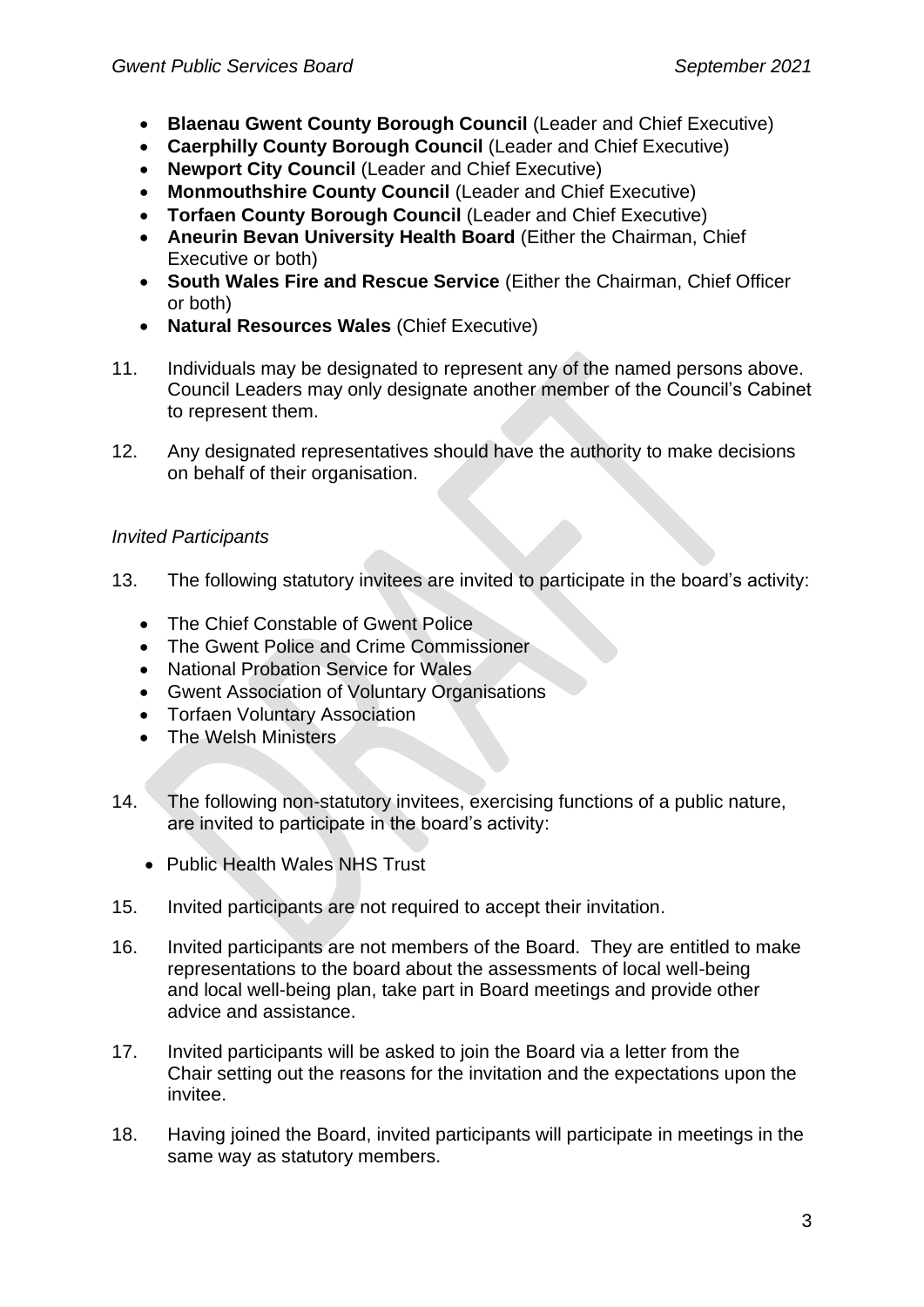- **Blaenau Gwent County Borough Council** (Leader and Chief Executive)
- **Caerphilly County Borough Council** (Leader and Chief Executive)
- **Newport City Council** (Leader and Chief Executive)
- **Monmouthshire County Council** (Leader and Chief Executive)
- **Torfaen County Borough Council** (Leader and Chief Executive)
- **Aneurin Bevan University Health Board** (Either the Chairman, Chief Executive or both)
- **South Wales Fire and Rescue Service** (Either the Chairman, Chief Officer or both)
- **Natural Resources Wales** (Chief Executive)

11. Individuals may be designated to represent any of the named persons above. Council Leaders may only designate another member of the Council's Cabinet to represent them.

12. Any designated representatives should have the authority to make decisions on behalf of their organisation.

*Invited Participants*

13. The following statutory invitees are invited to participate in the board's activity:

    - The Chief Constable of Gwent Police
    - The Gwent Police and Crime Commissioner
    - National Probation Service for Wales
    - Gwent Association of Voluntary Organisations
    - Torfaen Voluntary Association
    - The Welsh Ministers

14. The following non-statutory invitees, exercising functions of a public nature, are invited to participate in the board's activity:

    - Public Health Wales NHS Trust

15. Invited participants are not required to accept their invitation.

16. Invited participants are not members of the Board. They are entitled to make representations to the board about the assessments of local well-being and local well-being plan, take part in Board meetings and provide other advice and assistance.

17. Invited participants will be asked to join the Board via a letter from the Chair setting out the reasons for the invitation and the expectations upon the invitee.

18. Having joined the Board, invited participants will participate in meetings in the same way as statutory members.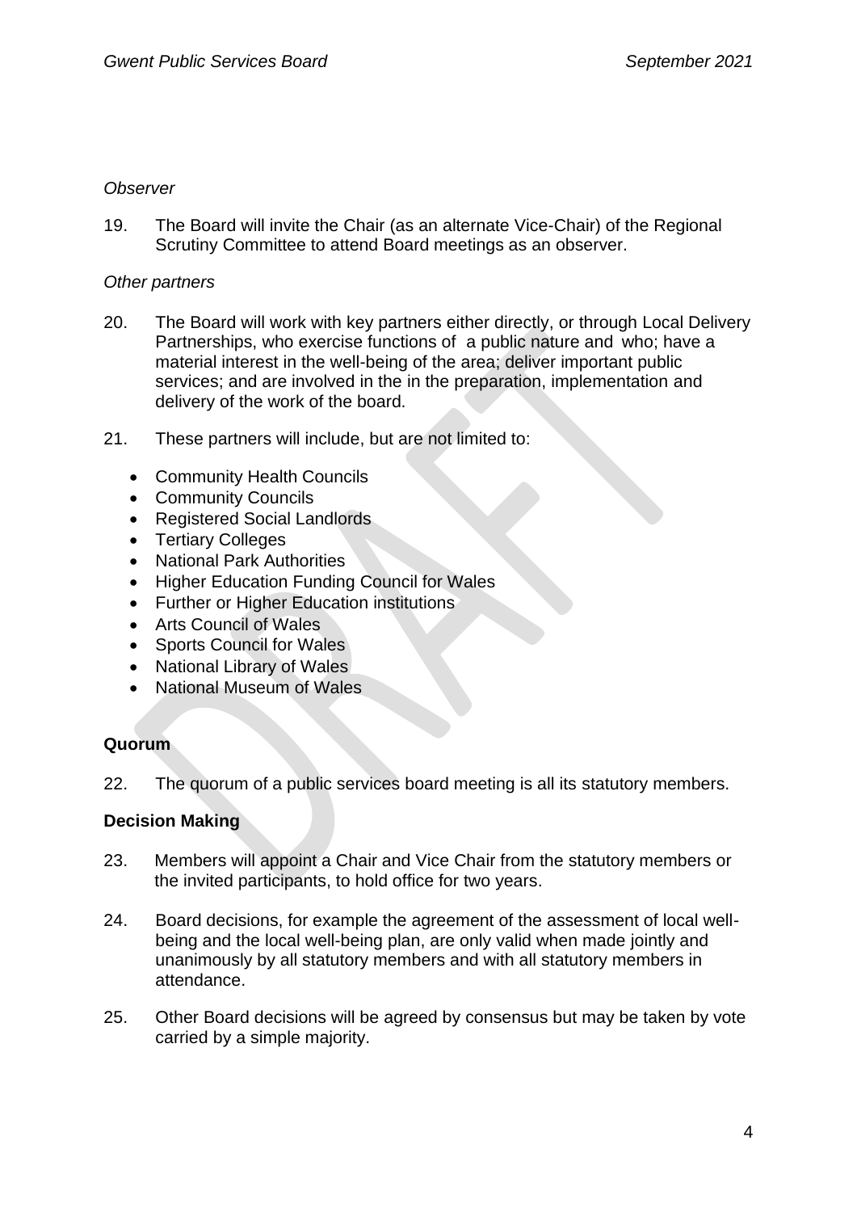*Observer*

19. The Board will invite the Chair (as an alternate Vice-Chair) of the Regional Scrutiny Committee to attend Board meetings as an observer.

*Other partners*

20. The Board will work with key partners either directly, or through Local Delivery Partnerships, who exercise functions of a public nature and who; have a material interest in the well-being of the area; deliver important public services; and are involved in the in the preparation, implementation and delivery of the work of the board.

21. These partners will include, but are not limited to:

- Community Health Councils
- Community Councils
- Registered Social Landlords
- Tertiary Colleges
- National Park Authorities
- Higher Education Funding Council for Wales
- Further or Higher Education institutions
- Arts Council of Wales
- Sports Council for Wales
- National Library of Wales
- National Museum of Wales

**Quorum**

22. The quorum of a public services board meeting is all its statutory members.

**Decision Making**

23. Members will appoint a Chair and Vice Chair from the statutory members or the invited participants, to hold office for two years.

24. Board decisions, for example the agreement of the assessment of local well-being and the local well-being plan, are only valid when made jointly and unanimously by all statutory members and with all statutory members in attendance.

25. Other Board decisions will be agreed by consensus but may be taken by vote carried by a simple majority.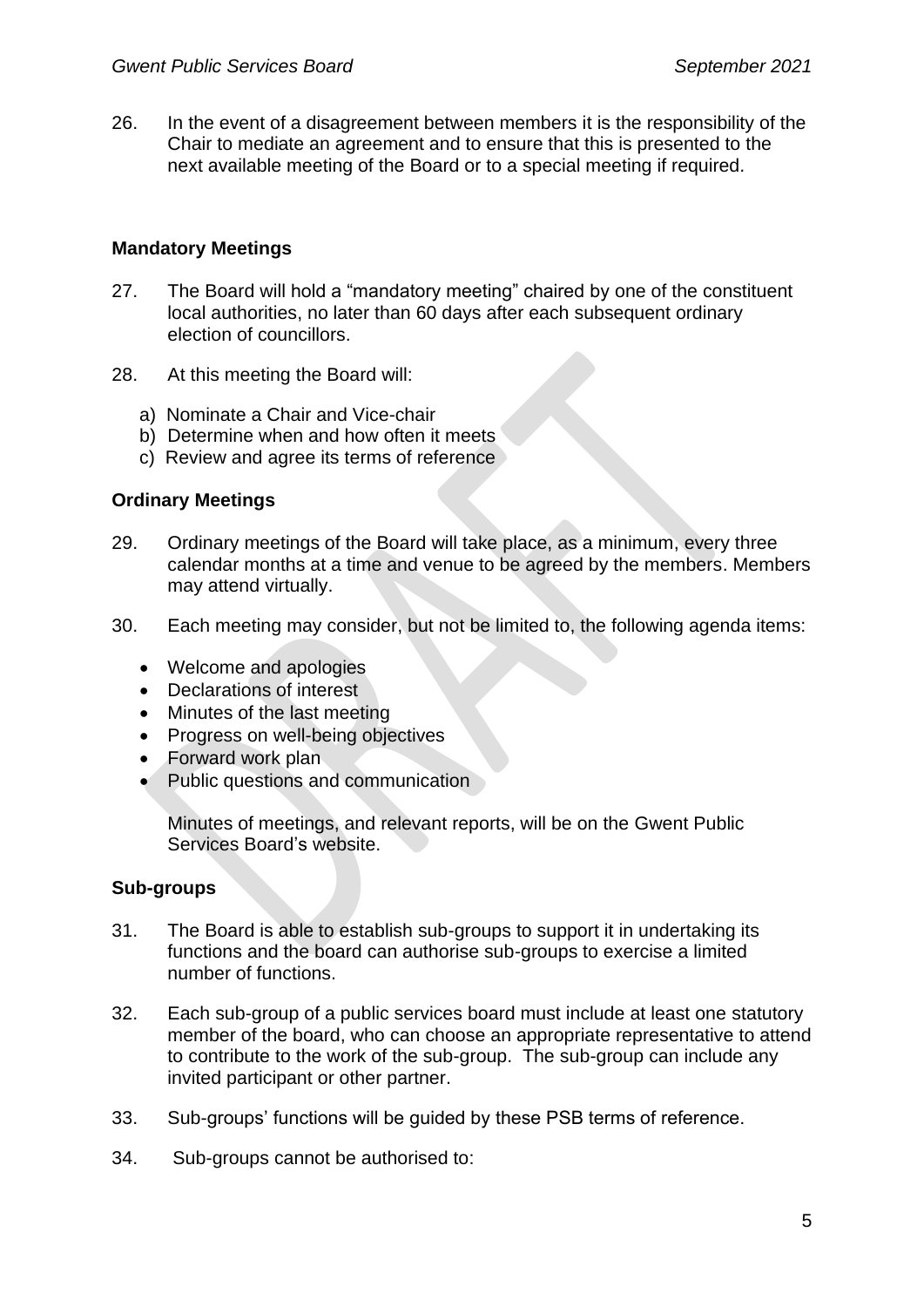26. In the event of a disagreement between members it is the responsibility of the Chair to mediate an agreement and to ensure that this is presented to the next available meeting of the Board or to a special meeting if required.

**Mandatory Meetings**

27. The Board will hold a "mandatory meeting" chaired by one of the constituent local authorities, no later than 60 days after each subsequent ordinary election of councillors.

28. At this meeting the Board will:

   a) Nominate a Chair and Vice-chair
   b) Determine when and how often it meets
   c) Review and agree its terms of reference

**Ordinary Meetings**

29. Ordinary meetings of the Board will take place, as a minimum, every three calendar months at a time and venue to be agreed by the members. Members may attend virtually.

30. Each meeting may consider, but not be limited to, the following agenda items:

   - Welcome and apologies
   - Declarations of interest
   - Minutes of the last meeting
   - Progress on well-being objectives
   - Forward work plan
   - Public questions and communication

   Minutes of meetings, and relevant reports, will be on the Gwent Public Services Board's website.

**Sub-groups**

31. The Board is able to establish sub-groups to support it in undertaking its functions and the board can authorise sub-groups to exercise a limited number of functions.

32. Each sub-group of a public services board must include at least one statutory member of the board, who can choose an appropriate representative to attend to contribute to the work of the sub-group. The sub-group can include any invited participant or other partner.

33. Sub-groups' functions will be guided by these PSB terms of reference.

34. Sub-groups cannot be authorised to: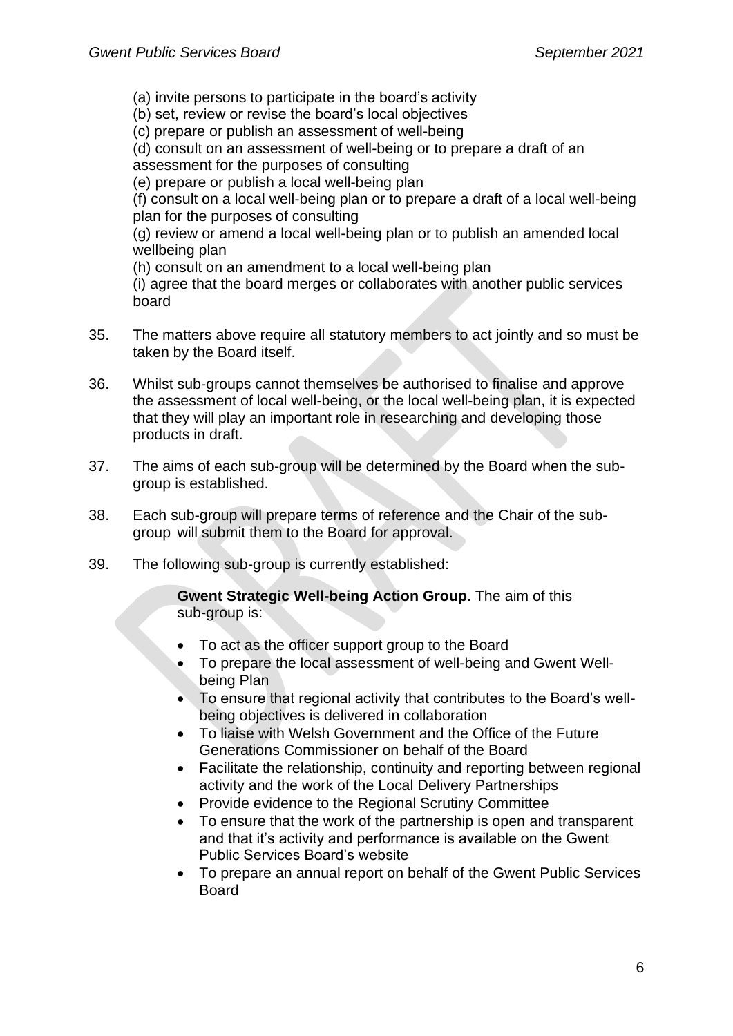(a) invite persons to participate in the board's activity
(b) set, review or revise the board's local objectives
(c) prepare or publish an assessment of well-being
(d) consult on an assessment of well-being or to prepare a draft of an assessment for the purposes of consulting
(e) prepare or publish a local well-being plan
(f) consult on a local well-being plan or to prepare a draft of a local well-being plan for the purposes of consulting
(g) review or amend a local well-being plan or to publish an amended local wellbeing plan
(h) consult on an amendment to a local well-being plan
(i) agree that the board merges or collaborates with another public services board

35. The matters above require all statutory members to act jointly and so must be taken by the Board itself.

36. Whilst sub-groups cannot themselves be authorised to finalise and approve the assessment of local well-being, or the local well-being plan, it is expected that they will play an important role in researching and developing those products in draft.

37. The aims of each sub-group will be determined by the Board when the sub-group is established.

38. Each sub-group will prepare terms of reference and the Chair of the sub-group will submit them to the Board for approval.

39. The following sub-group is currently established:

    **Gwent Strategic Well-being Action Group**. The aim of this sub-group is:

    - To act as the officer support group to the Board
    - To prepare the local assessment of well-being and Gwent Well-being Plan
    - To ensure that regional activity that contributes to the Board's well-being objectives is delivered in collaboration
    - To liaise with Welsh Government and the Office of the Future Generations Commissioner on behalf of the Board
    - Facilitate the relationship, continuity and reporting between regional activity and the work of the Local Delivery Partnerships
    - Provide evidence to the Regional Scrutiny Committee
    - To ensure that the work of the partnership is open and transparent and that it's activity and performance is available on the Gwent Public Services Board's website
    - To prepare an annual report on behalf of the Gwent Public Services Board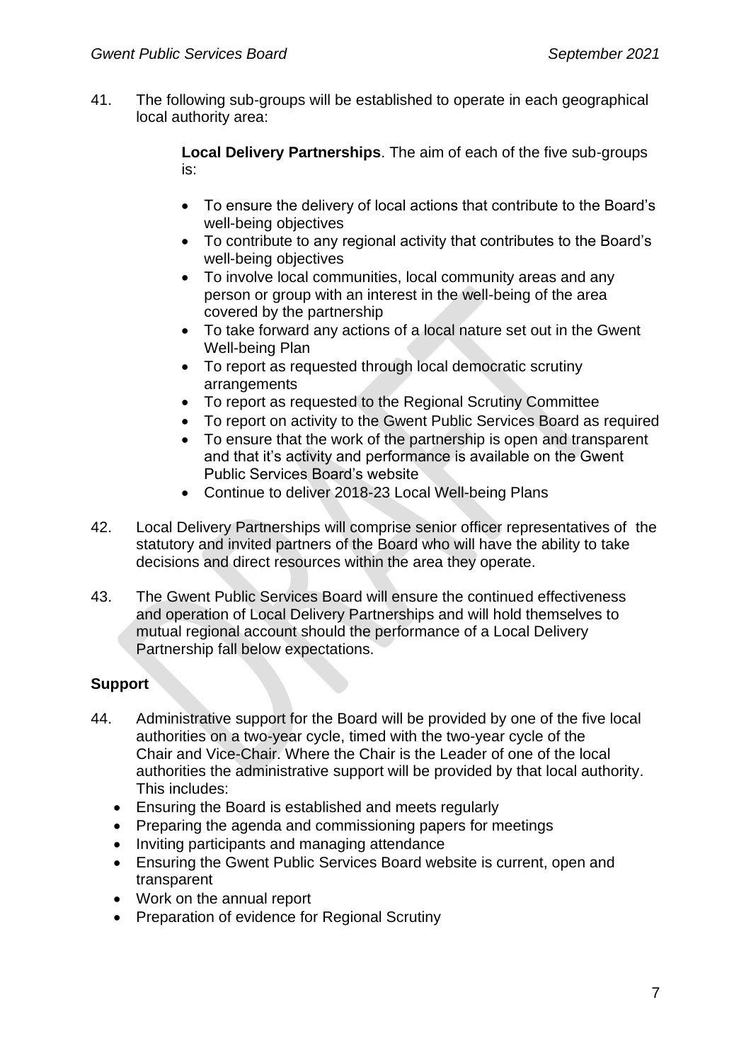41. The following sub-groups will be established to operate in each geographical local authority area:

    **Local Delivery Partnerships**. The aim of each of the five sub-groups is:

    - To ensure the delivery of local actions that contribute to the Board's well-being objectives
    - To contribute to any regional activity that contributes to the Board's well-being objectives
    - To involve local communities, local community areas and any person or group with an interest in the well-being of the area covered by the partnership
    - To take forward any actions of a local nature set out in the Gwent Well-being Plan
    - To report as requested through local democratic scrutiny arrangements
    - To report as requested to the Regional Scrutiny Committee
    - To report on activity to the Gwent Public Services Board as required
    - To ensure that the work of the partnership is open and transparent and that it's activity and performance is available on the Gwent Public Services Board's website
    - Continue to deliver 2018-23 Local Well-being Plans

42. Local Delivery Partnerships will comprise senior officer representatives of the statutory and invited partners of the Board who will have the ability to take decisions and direct resources within the area they operate.

43. The Gwent Public Services Board will ensure the continued effectiveness and operation of Local Delivery Partnerships and will hold themselves to mutual regional account should the performance of a Local Delivery Partnership fall below expectations.

## Support

44. Administrative support for the Board will be provided by one of the five local authorities on a two-year cycle, timed with the two-year cycle of the Chair and Vice-Chair. Where the Chair is the Leader of one of the local authorities the administrative support will be provided by that local authority. This includes:
    - Ensuring the Board is established and meets regularly
    - Preparing the agenda and commissioning papers for meetings
    - Inviting participants and managing attendance
    - Ensuring the Gwent Public Services Board website is current, open and transparent
    - Work on the annual report
    - Preparation of evidence for Regional Scrutiny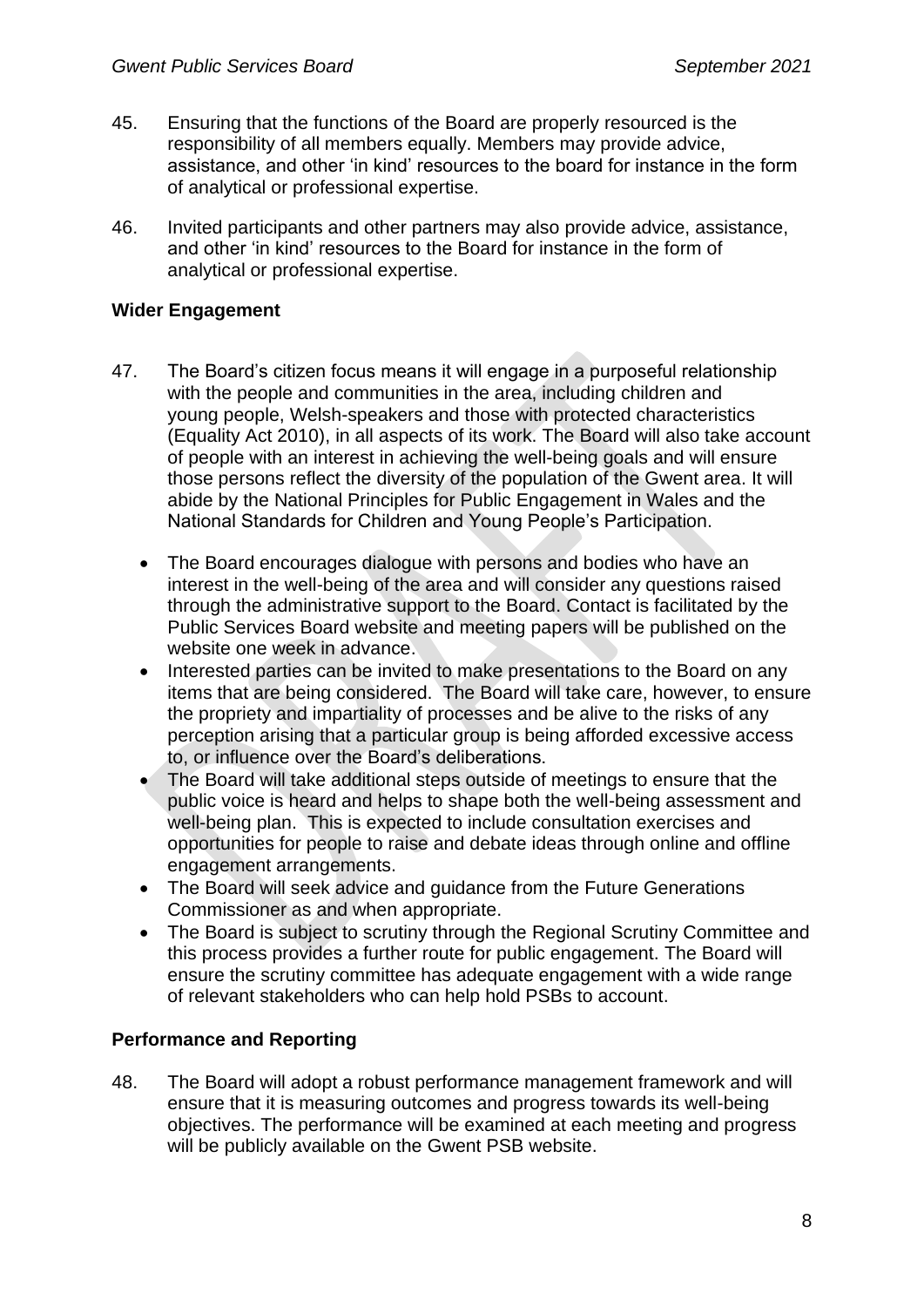45. Ensuring that the functions of the Board are properly resourced is the responsibility of all members equally. Members may provide advice, assistance, and other 'in kind' resources to the board for instance in the form of analytical or professional expertise.

46. Invited participants and other partners may also provide advice, assistance, and other 'in kind' resources to the Board for instance in the form of analytical or professional expertise.

**Wider Engagement**

47. The Board's citizen focus means it will engage in a purposeful relationship with the people and communities in the area, including children and young people, Welsh-speakers and those with protected characteristics (Equality Act 2010), in all aspects of its work. The Board will also take account of people with an interest in achieving the well-being goals and will ensure those persons reflect the diversity of the population of the Gwent area. It will abide by the National Principles for Public Engagement in Wales and the National Standards for Children and Young People's Participation.

    - The Board encourages dialogue with persons and bodies who have an interest in the well-being of the area and will consider any questions raised through the administrative support to the Board. Contact is facilitated by the Public Services Board website and meeting papers will be published on the website one week in advance.
    - Interested parties can be invited to make presentations to the Board on any items that are being considered. The Board will take care, however, to ensure the propriety and impartiality of processes and be alive to the risks of any perception arising that a particular group is being afforded excessive access to, or influence over the Board's deliberations.
    - The Board will take additional steps outside of meetings to ensure that the public voice is heard and helps to shape both the well-being assessment and well-being plan. This is expected to include consultation exercises and opportunities for people to raise and debate ideas through online and offline engagement arrangements.
    - The Board will seek advice and guidance from the Future Generations Commissioner as and when appropriate.
    - The Board is subject to scrutiny through the Regional Scrutiny Committee and this process provides a further route for public engagement. The Board will ensure the scrutiny committee has adequate engagement with a wide range of relevant stakeholders who can help hold PSBs to account.

**Performance and Reporting**

48. The Board will adopt a robust performance management framework and will ensure that it is measuring outcomes and progress towards its well-being objectives. The performance will be examined at each meeting and progress will be publicly available on the Gwent PSB website.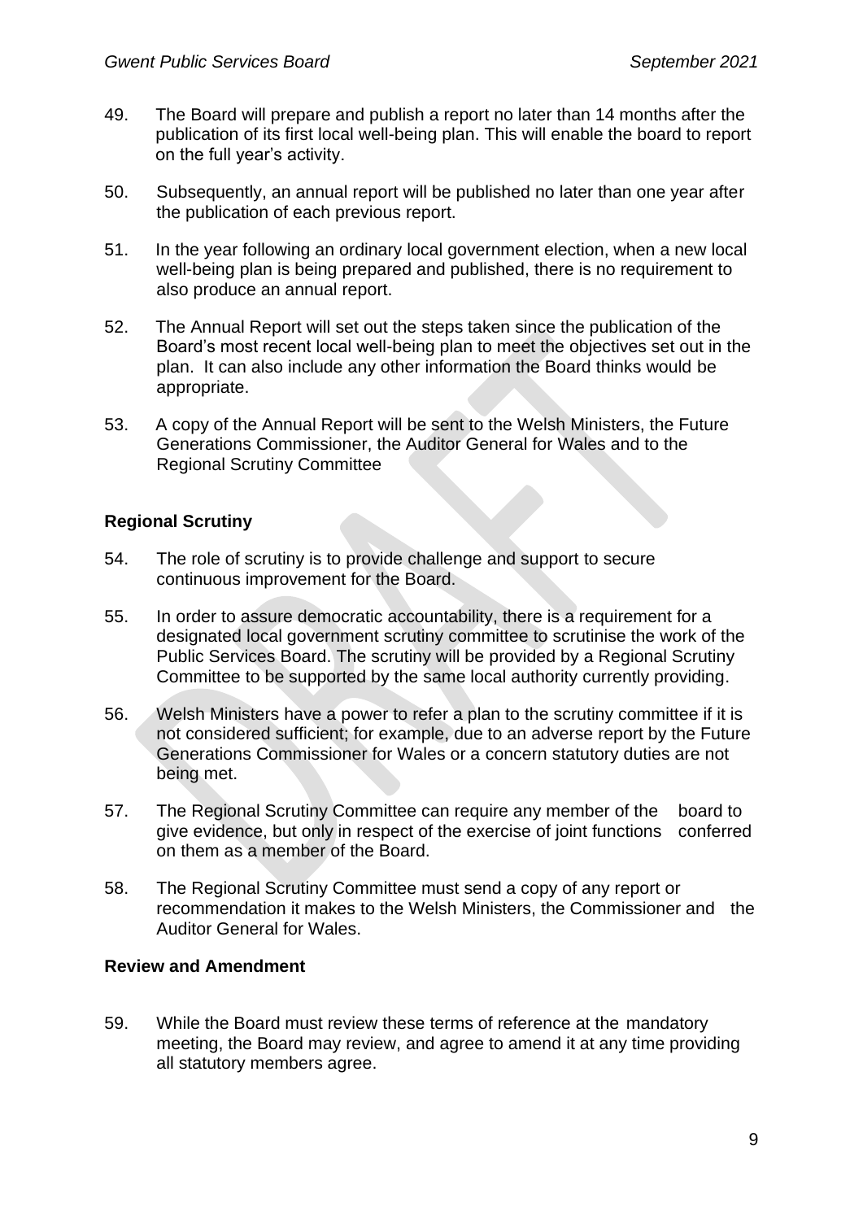49. The Board will prepare and publish a report no later than 14 months after the publication of its first local well-being plan. This will enable the board to report on the full year's activity.

50. Subsequently, an annual report will be published no later than one year after the publication of each previous report.

51. In the year following an ordinary local government election, when a new local well-being plan is being prepared and published, there is no requirement to also produce an annual report.

52. The Annual Report will set out the steps taken since the publication of the Board's most recent local well-being plan to meet the objectives set out in the plan. It can also include any other information the Board thinks would be appropriate.

53. A copy of the Annual Report will be sent to the Welsh Ministers, the Future Generations Commissioner, the Auditor General for Wales and to the Regional Scrutiny Committee

**Regional Scrutiny**

54. The role of scrutiny is to provide challenge and support to secure continuous improvement for the Board.

55. In order to assure democratic accountability, there is a requirement for a designated local government scrutiny committee to scrutinise the work of the Public Services Board. The scrutiny will be provided by a Regional Scrutiny Committee to be supported by the same local authority currently providing.

56. Welsh Ministers have a power to refer a plan to the scrutiny committee if it is not considered sufficient; for example, due to an adverse report by the Future Generations Commissioner for Wales or a concern statutory duties are not being met.

57. The Regional Scrutiny Committee can require any member of the board to give evidence, but only in respect of the exercise of joint functions conferred on them as a member of the Board.

58. The Regional Scrutiny Committee must send a copy of any report or recommendation it makes to the Welsh Ministers, the Commissioner and the Auditor General for Wales.

**Review and Amendment**

59. While the Board must review these terms of reference at the mandatory meeting, the Board may review, and agree to amend it at any time providing all statutory members agree.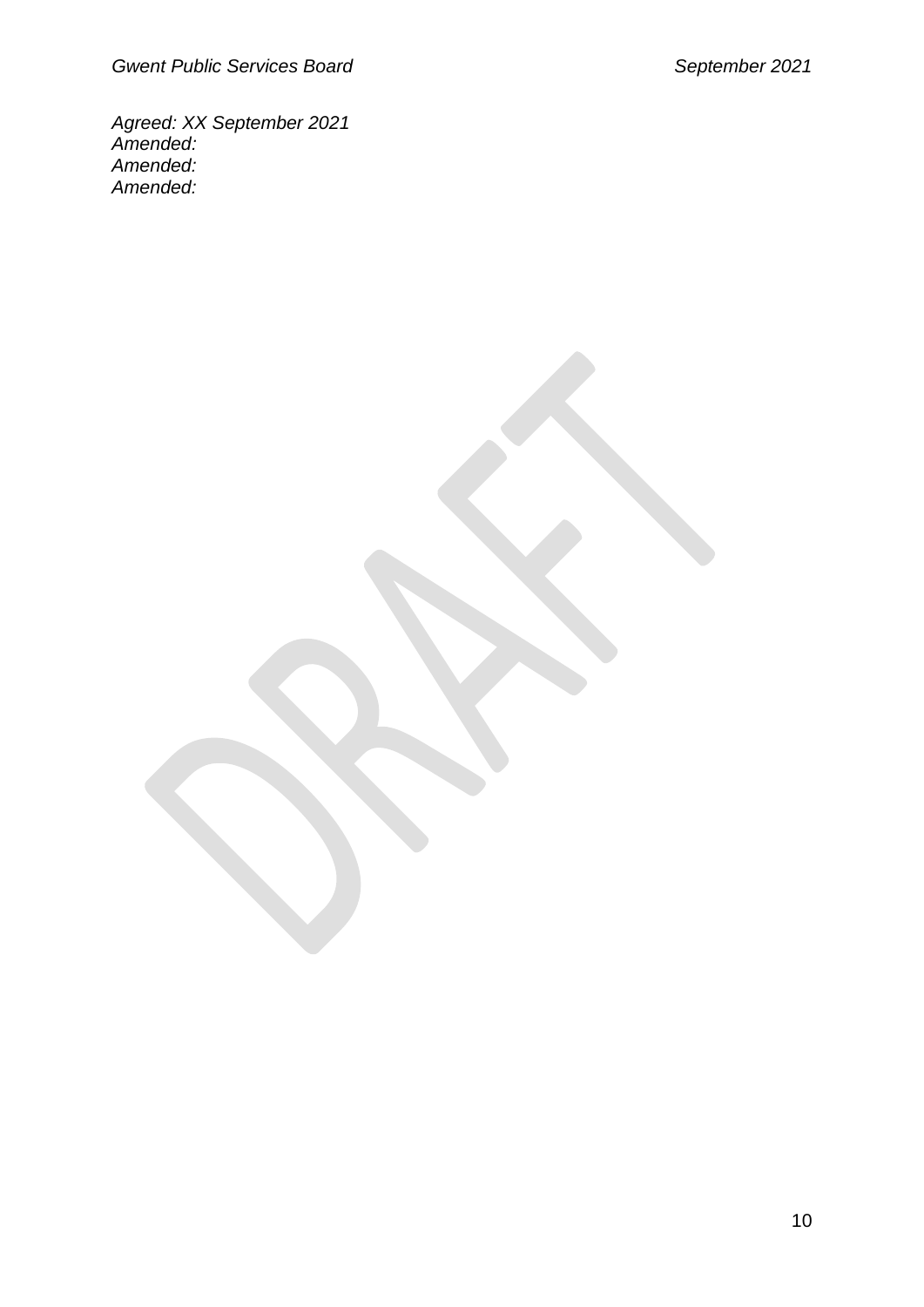*Agreed: XX September 2021*
*Amended:*
*Amended:*
*Amended:*